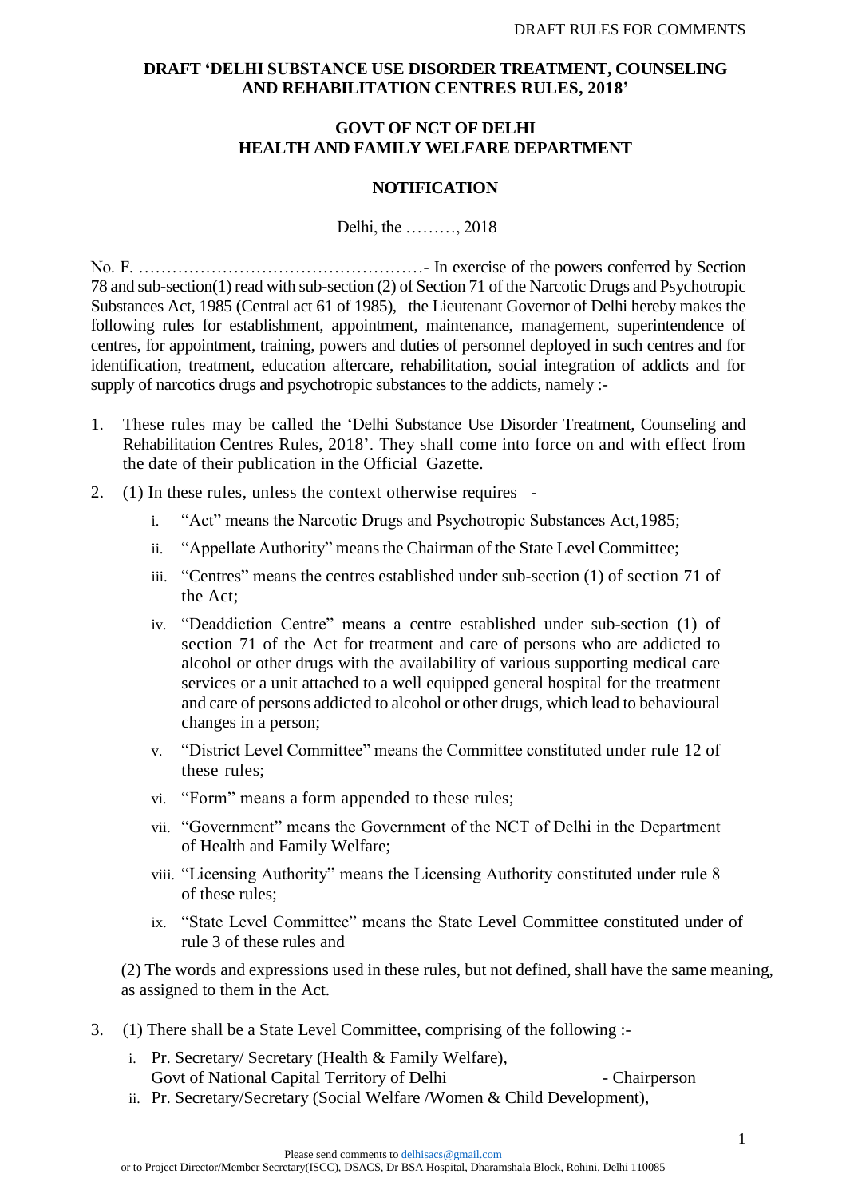**DRAFT 'DELHI SUBSTANCE USE DISORDER TREATMENT, COUNSELING AND REHABILITATION CENTRES RULES, 2018'**

**GOVT OF NCT OF DELHI**
**HEALTH AND FAMILY WELFARE DEPARTMENT**

**NOTIFICATION**

Delhi, the ………, 2018

No. F. ……………………………………………- In exercise of the powers conferred by Section 78 and sub-section(1) read with sub-section (2) of Section 71 of the Narcotic Drugs and Psychotropic Substances Act, 1985 (Central act 61 of 1985), the Lieutenant Governor of Delhi hereby makes the following rules for establishment, appointment, maintenance, management, superintendence of centres, for appointment, training, powers and duties of personnel deployed in such centres and for identification, treatment, education aftercare, rehabilitation, social integration of addicts and for supply of narcotics drugs and psychotropic substances to the addicts, namely :-

1. These rules may be called the 'Delhi Substance Use Disorder Treatment, Counseling and Rehabilitation Centres Rules, 2018'. They shall come into force on and with effect from the date of their publication in the Official Gazette.

2. (1) In these rules, unless the context otherwise requires -

   i. "Act" means the Narcotic Drugs and Psychotropic Substances Act,1985;
   ii. "Appellate Authority" means the Chairman of the State Level Committee;
   iii. "Centres" means the centres established under sub-section (1) of section 71 of the Act;
   iv. "Deaddiction Centre" means a centre established under sub-section (1) of section 71 of the Act for treatment and care of persons who are addicted to alcohol or other drugs with the availability of various supporting medical care services or a unit attached to a well equipped general hospital for the treatment and care of persons addicted to alcohol or other drugs, which lead to behavioural changes in a person;
   v. "District Level Committee" means the Committee constituted under rule 12 of these rules;
   vi. "Form" means a form appended to these rules;
   vii. "Government" means the Government of the NCT of Delhi in the Department of Health and Family Welfare;
   viii. "Licensing Authority" means the Licensing Authority constituted under rule 8 of these rules;
   ix. "State Level Committee" means the State Level Committee constituted under of rule 3 of these rules and

   (2) The words and expressions used in these rules, but not defined, shall have the same meaning, as assigned to them in the Act.

3. (1) There shall be a State Level Committee, comprising of the following :-

   i. Pr. Secretary/ Secretary (Health & Family Welfare), Govt of National Capital Territory of Delhi - Chairperson
   ii. Pr. Secretary/Secretary (Social Welfare /Women & Child Development),

Please send comments to delhisacs@gmail.com
or to Project Director/Member Secretary(ISCC), DSACS, Dr BSA Hospital, Dharamshala Block, Rohini, Delhi 110085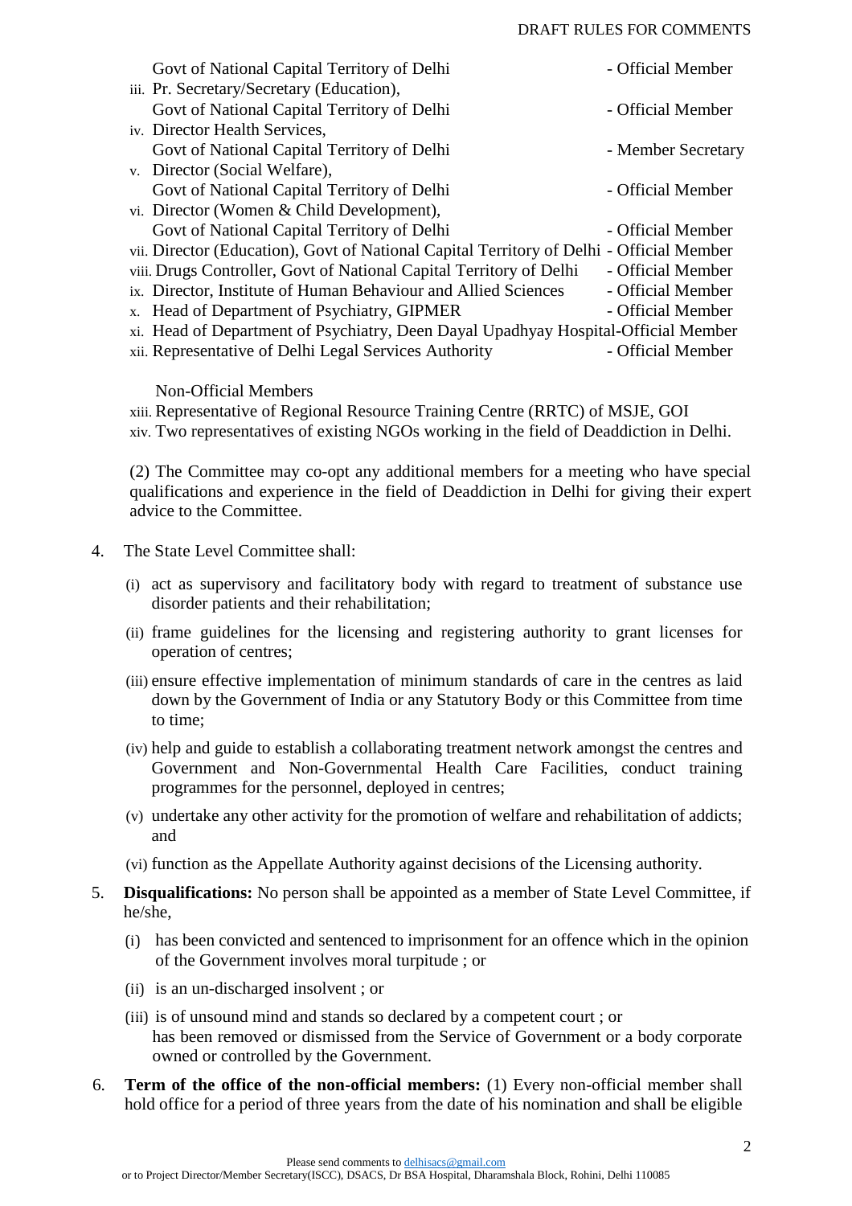Govt of National Capital Territory of Delhi - Official Member

iii. Pr. Secretary/Secretary (Education),
Govt of National Capital Territory of Delhi - Official Member

iv. Director Health Services,
Govt of National Capital Territory of Delhi - Member Secretary

v. Director (Social Welfare),
Govt of National Capital Territory of Delhi - Official Member

vi. Director (Women & Child Development),
Govt of National Capital Territory of Delhi - Official Member

vii. Director (Education), Govt of National Capital Territory of Delhi - Official Member

viii. Drugs Controller, Govt of National Capital Territory of Delhi - Official Member

ix. Director, Institute of Human Behaviour and Allied Sciences - Official Member

x. Head of Department of Psychiatry, GIPMER - Official Member

xi. Head of Department of Psychiatry, Deen Dayal Upadhyay Hospital-Official Member

xii. Representative of Delhi Legal Services Authority - Official Member

Non-Official Members

xiii. Representative of Regional Resource Training Centre (RRTC) of MSJE, GOI

xiv. Two representatives of existing NGOs working in the field of Deaddiction in Delhi.

(2) The Committee may co-opt any additional members for a meeting who have special qualifications and experience in the field of Deaddiction in Delhi for giving their expert advice to the Committee.

4. The State Level Committee shall:

   (i) act as supervisory and facilitatory body with regard to treatment of substance use disorder patients and their rehabilitation;

   (ii) frame guidelines for the licensing and registering authority to grant licenses for operation of centres;

   (iii) ensure effective implementation of minimum standards of care in the centres as laid down by the Government of India or any Statutory Body or this Committee from time to time;

   (iv) help and guide to establish a collaborating treatment network amongst the centres and Government and Non-Governmental Health Care Facilities, conduct training programmes for the personnel, deployed in centres;

   (v) undertake any other activity for the promotion of welfare and rehabilitation of addicts; and

   (vi) function as the Appellate Authority against decisions of the Licensing authority.

5. **Disqualifications:** No person shall be appointed as a member of State Level Committee, if he/she,

   (i) has been convicted and sentenced to imprisonment for an offence which in the opinion of the Government involves moral turpitude ; or

   (ii) is an un-discharged insolvent ; or

   (iii) is of unsound mind and stands so declared by a competent court ; or
   has been removed or dismissed from the Service of Government or a body corporate owned or controlled by the Government.

6. **Term of the office of the non-official members:** (1) Every non-official member shall hold office for a period of three years from the date of his nomination and shall be eligible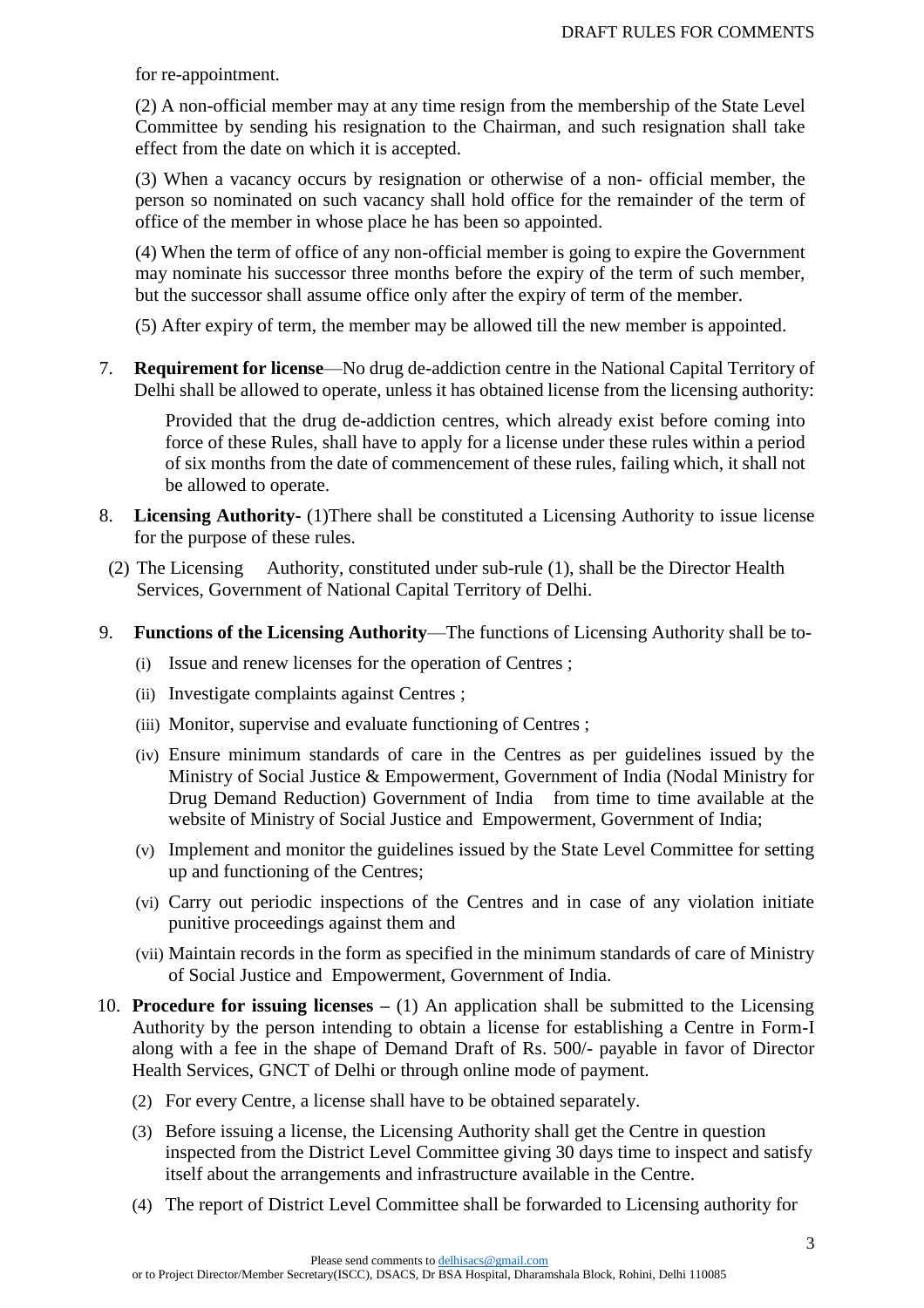for re-appointment.

(2) A non-official member may at any time resign from the membership of the State Level Committee by sending his resignation to the Chairman, and such resignation shall take effect from the date on which it is accepted.

(3) When a vacancy occurs by resignation or otherwise of a non- official member, the person so nominated on such vacancy shall hold office for the remainder of the term of office of the member in whose place he has been so appointed.

(4) When the term of office of any non-official member is going to expire the Government may nominate his successor three months before the expiry of the term of such member, but the successor shall assume office only after the expiry of term of the member.

(5) After expiry of term, the member may be allowed till the new member is appointed.

7. **Requirement for license**—No drug de-addiction centre in the National Capital Territory of Delhi shall be allowed to operate, unless it has obtained license from the licensing authority:

   Provided that the drug de-addiction centres, which already exist before coming into force of these Rules, shall have to apply for a license under these rules within a period of six months from the date of commencement of these rules, failing which, it shall not be allowed to operate.

8. **Licensing Authority-** (1)There shall be constituted a Licensing Authority to issue license for the purpose of these rules.

   (2) The Licensing Authority, constituted under sub-rule (1), shall be the Director Health Services, Government of National Capital Territory of Delhi.

9. **Functions of the Licensing Authority**—The functions of Licensing Authority shall be to-

   (i) Issue and renew licenses for the operation of Centres ;

   (ii) Investigate complaints against Centres ;

   (iii) Monitor, supervise and evaluate functioning of Centres ;

   (iv) Ensure minimum standards of care in the Centres as per guidelines issued by the Ministry of Social Justice & Empowerment, Government of India (Nodal Ministry for Drug Demand Reduction) Government of India from time to time available at the website of Ministry of Social Justice and Empowerment, Government of India;

   (v) Implement and monitor the guidelines issued by the State Level Committee for setting up and functioning of the Centres;

   (vi) Carry out periodic inspections of the Centres and in case of any violation initiate punitive proceedings against them and

   (vii) Maintain records in the form as specified in the minimum standards of care of Ministry of Social Justice and Empowerment, Government of India.

10. **Procedure for issuing licenses –** (1) An application shall be submitted to the Licensing Authority by the person intending to obtain a license for establishing a Centre in Form-I along with a fee in the shape of Demand Draft of Rs. 500/- payable in favor of Director Health Services, GNCT of Delhi or through online mode of payment.

    (2) For every Centre, a license shall have to be obtained separately.

    (3) Before issuing a license, the Licensing Authority shall get the Centre in question inspected from the District Level Committee giving 30 days time to inspect and satisfy itself about the arrangements and infrastructure available in the Centre.

    (4) The report of District Level Committee shall be forwarded to Licensing authority for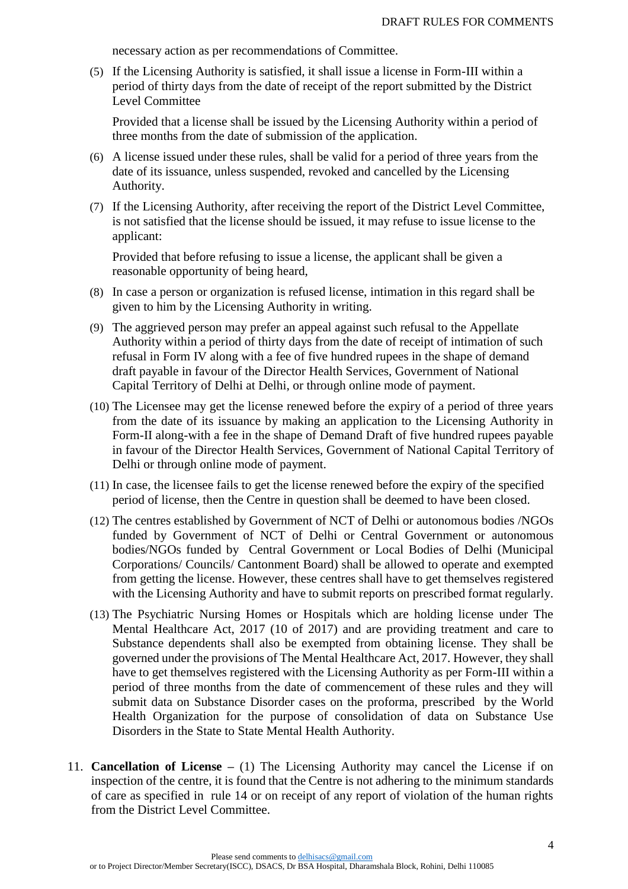necessary action as per recommendations of Committee.

(5) If the Licensing Authority is satisfied, it shall issue a license in Form-III within a period of thirty days from the date of receipt of the report submitted by the District Level Committee

Provided that a license shall be issued by the Licensing Authority within a period of three months from the date of submission of the application.

(6) A license issued under these rules, shall be valid for a period of three years from the date of its issuance, unless suspended, revoked and cancelled by the Licensing Authority.

(7) If the Licensing Authority, after receiving the report of the District Level Committee, is not satisfied that the license should be issued, it may refuse to issue license to the applicant:

Provided that before refusing to issue a license, the applicant shall be given a reasonable opportunity of being heard,

(8) In case a person or organization is refused license, intimation in this regard shall be given to him by the Licensing Authority in writing.

(9) The aggrieved person may prefer an appeal against such refusal to the Appellate Authority within a period of thirty days from the date of receipt of intimation of such refusal in Form IV along with a fee of five hundred rupees in the shape of demand draft payable in favour of the Director Health Services, Government of National Capital Territory of Delhi at Delhi, or through online mode of payment.

(10) The Licensee may get the license renewed before the expiry of a period of three years from the date of its issuance by making an application to the Licensing Authority in Form-II along-with a fee in the shape of Demand Draft of five hundred rupees payable in favour of the Director Health Services, Government of National Capital Territory of Delhi or through online mode of payment.

(11) In case, the licensee fails to get the license renewed before the expiry of the specified period of license, then the Centre in question shall be deemed to have been closed.

(12) The centres established by Government of NCT of Delhi or autonomous bodies /NGOs funded by Government of NCT of Delhi or Central Government or autonomous bodies/NGOs funded by Central Government or Local Bodies of Delhi (Municipal Corporations/ Councils/ Cantonment Board) shall be allowed to operate and exempted from getting the license. However, these centres shall have to get themselves registered with the Licensing Authority and have to submit reports on prescribed format regularly.

(13) The Psychiatric Nursing Homes or Hospitals which are holding license under The Mental Healthcare Act, 2017 (10 of 2017) and are providing treatment and care to Substance dependents shall also be exempted from obtaining license. They shall be governed under the provisions of The Mental Healthcare Act, 2017. However, they shall have to get themselves registered with the Licensing Authority as per Form-III within a period of three months from the date of commencement of these rules and they will submit data on Substance Disorder cases on the proforma, prescribed by the World Health Organization for the purpose of consolidation of data on Substance Use Disorders in the State to State Mental Health Authority.

11. **Cancellation of License –** (1) The Licensing Authority may cancel the License if on inspection of the centre, it is found that the Centre is not adhering to the minimum standards of care as specified in rule 14 or on receipt of any report of violation of the human rights from the District Level Committee.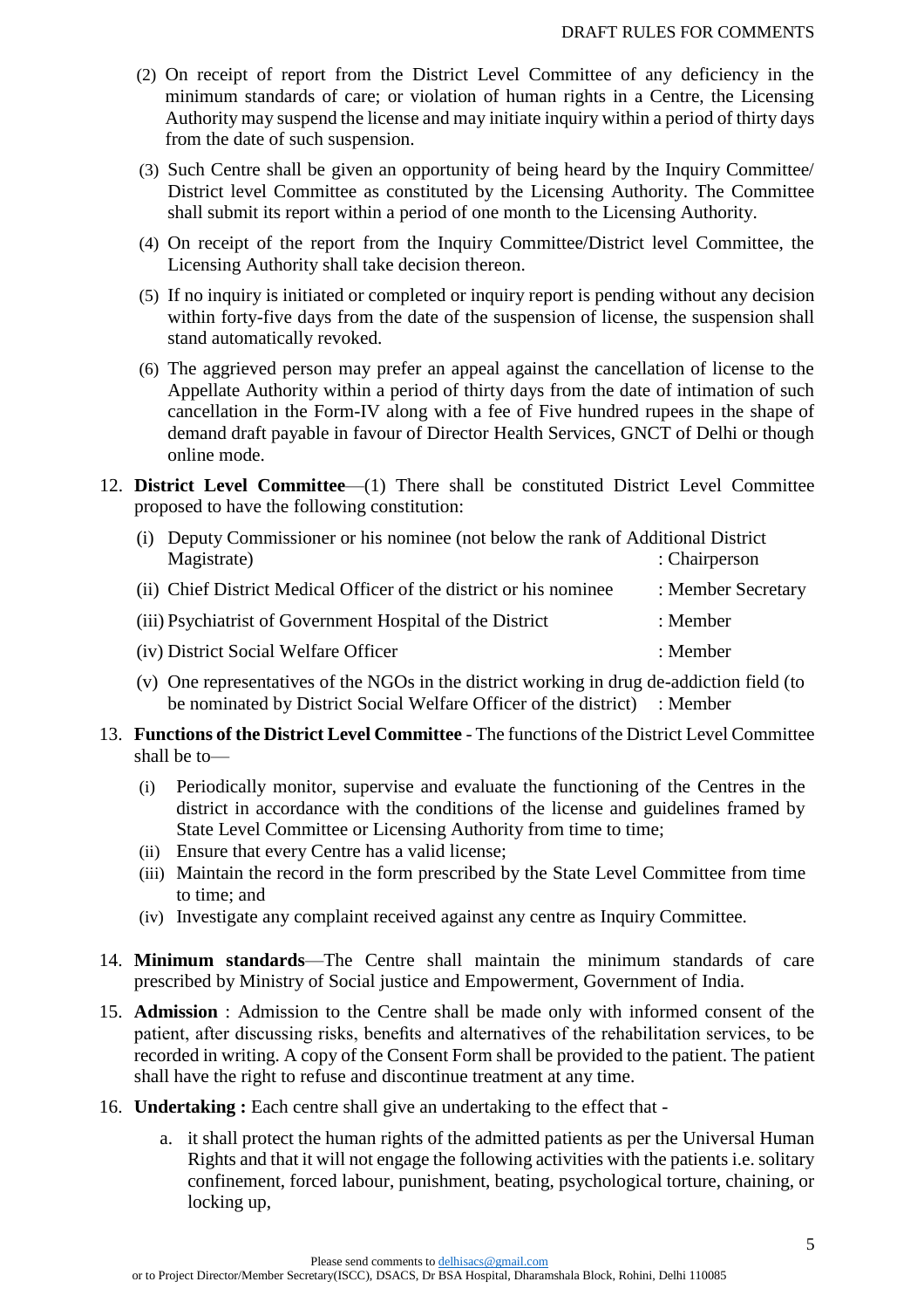(2) On receipt of report from the District Level Committee of any deficiency in the minimum standards of care; or violation of human rights in a Centre, the Licensing Authority may suspend the license and may initiate inquiry within a period of thirty days from the date of such suspension.

(3) Such Centre shall be given an opportunity of being heard by the Inquiry Committee/ District level Committee as constituted by the Licensing Authority. The Committee shall submit its report within a period of one month to the Licensing Authority.

(4) On receipt of the report from the Inquiry Committee/District level Committee, the Licensing Authority shall take decision thereon.

(5) If no inquiry is initiated or completed or inquiry report is pending without any decision within forty-five days from the date of the suspension of license, the suspension shall stand automatically revoked.

(6) The aggrieved person may prefer an appeal against the cancellation of license to the Appellate Authority within a period of thirty days from the date of intimation of such cancellation in the Form-IV along with a fee of Five hundred rupees in the shape of demand draft payable in favour of Director Health Services, GNCT of Delhi or though online mode.

12. **District Level Committee**—(1) There shall be constituted District Level Committee proposed to have the following constitution:

    (i) Deputy Commissioner or his nominee (not below the rank of Additional District Magistrate) : Chairperson

    (ii) Chief District Medical Officer of the district or his nominee : Member Secretary

    (iii) Psychiatrist of Government Hospital of the District : Member

    (iv) District Social Welfare Officer : Member

    (v) One representatives of the NGOs in the district working in drug de-addiction field (to be nominated by District Social Welfare Officer of the district) : Member

13. **Functions of the District Level Committee** - The functions of the District Level Committee shall be to—

    (i) Periodically monitor, supervise and evaluate the functioning of the Centres in the district in accordance with the conditions of the license and guidelines framed by State Level Committee or Licensing Authority from time to time;

    (ii) Ensure that every Centre has a valid license;

    (iii) Maintain the record in the form prescribed by the State Level Committee from time to time; and

    (iv) Investigate any complaint received against any centre as Inquiry Committee.

14. **Minimum standards**—The Centre shall maintain the minimum standards of care prescribed by Ministry of Social justice and Empowerment, Government of India.

15. **Admission** : Admission to the Centre shall be made only with informed consent of the patient, after discussing risks, benefits and alternatives of the rehabilitation services, to be recorded in writing. A copy of the Consent Form shall be provided to the patient. The patient shall have the right to refuse and discontinue treatment at any time.

16. **Undertaking :** Each centre shall give an undertaking to the effect that -

    a. it shall protect the human rights of the admitted patients as per the Universal Human Rights and that it will not engage the following activities with the patients i.e. solitary confinement, forced labour, punishment, beating, psychological torture, chaining, or locking up,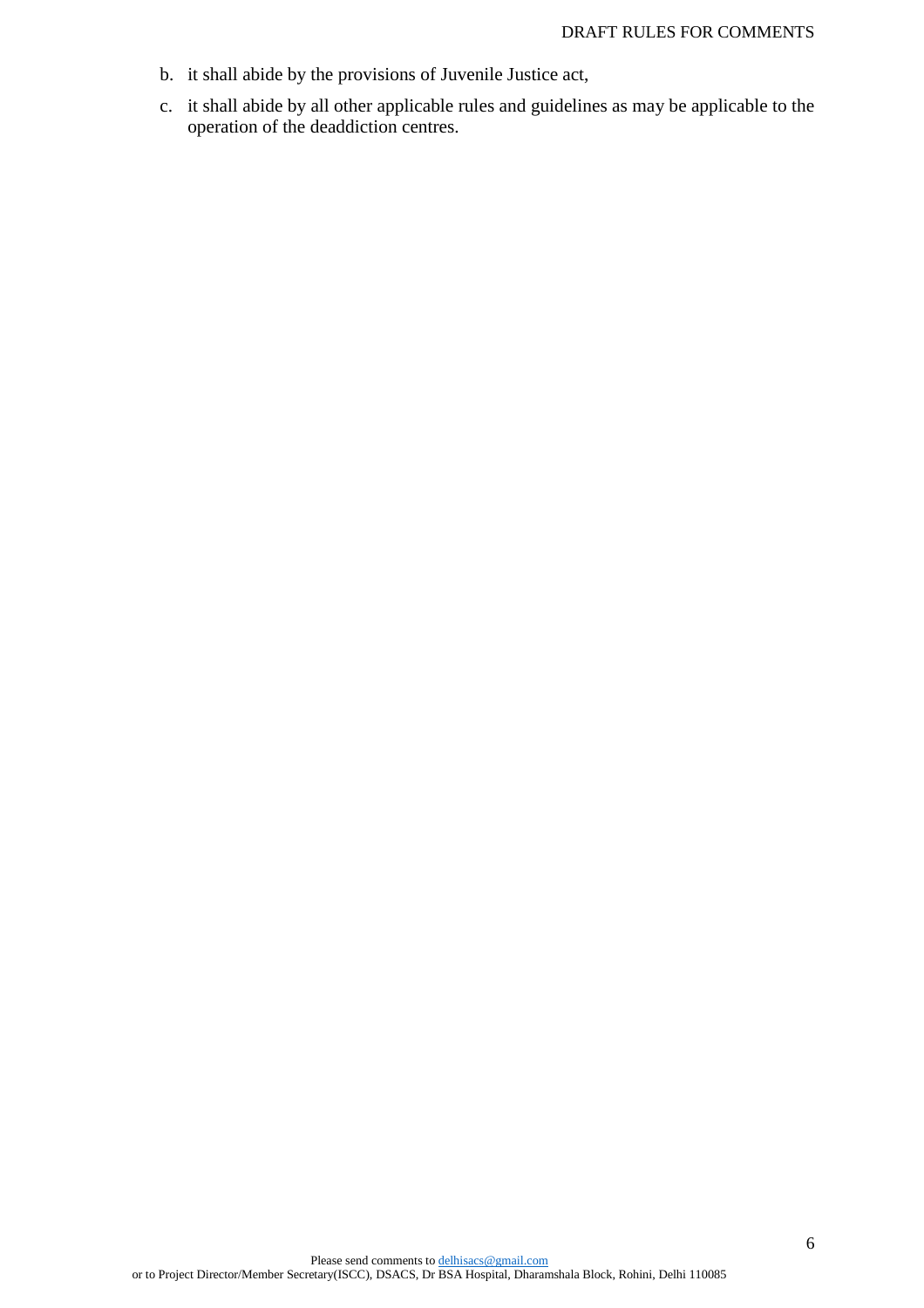b. it shall abide by the provisions of Juvenile Justice act,

c. it shall abide by all other applicable rules and guidelines as may be applicable to the operation of the deaddiction centres.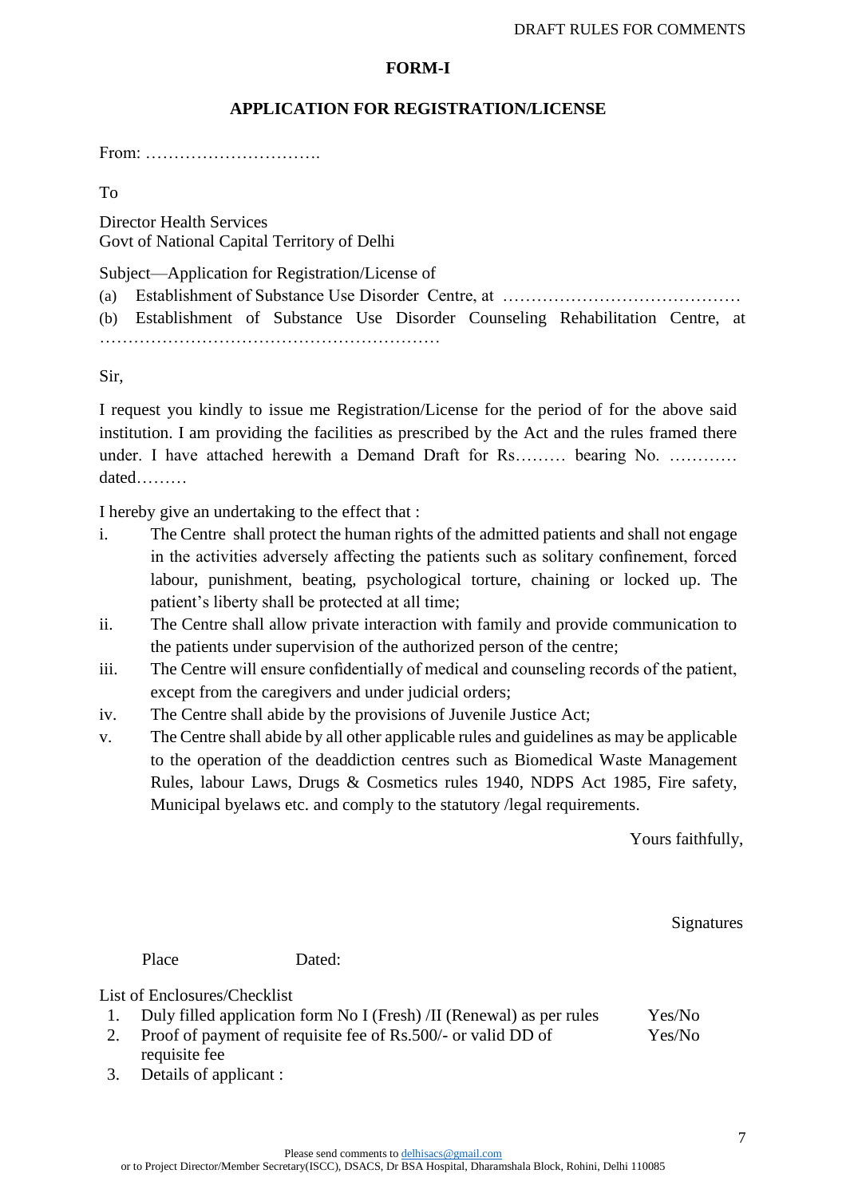## FORM-I

## APPLICATION FOR REGISTRATION/LICENSE

From: ………………………….

To

Director Health Services
Govt of National Capital Territory of Delhi

Subject—Application for Registration/License of

(a) Establishment of Substance Use Disorder Centre, at ……………………………………

(b) Establishment of Substance Use Disorder Counseling Rehabilitation Centre, at ……………………………………………………

Sir,

I request you kindly to issue me Registration/License for the period of for the above said institution. I am providing the facilities as prescribed by the Act and the rules framed there under. I have attached herewith a Demand Draft for Rs……… bearing No. ………… dated………

I hereby give an undertaking to the effect that :

i. The Centre shall protect the human rights of the admitted patients and shall not engage in the activities adversely affecting the patients such as solitary confinement, forced labour, punishment, beating, psychological torture, chaining or locked up. The patient's liberty shall be protected at all time;
ii. The Centre shall allow private interaction with family and provide communication to the patients under supervision of the authorized person of the centre;
iii. The Centre will ensure confidentially of medical and counseling records of the patient, except from the caregivers and under judicial orders;
iv. The Centre shall abide by the provisions of Juvenile Justice Act;
v. The Centre shall abide by all other applicable rules and guidelines as may be applicable to the operation of the deaddiction centres such as Biomedical Waste Management Rules, labour Laws, Drugs & Cosmetics rules 1940, NDPS Act 1985, Fire safety, Municipal byelaws etc. and comply to the statutory /legal requirements.

Yours faithfully,

Signatures

Place Dated:

List of Enclosures/Checklist

1. Duly filled application form No I (Fresh) /II (Renewal) as per rules — Yes/No
2. Proof of payment of requisite fee of Rs.500/- or valid DD of requisite fee — Yes/No
3. Details of applicant :

Please send comments to delhisacs@gmail.com
or to Project Director/Member Secretary(ISCC), DSACS, Dr BSA Hospital, Dharamshala Block, Rohini, Delhi 110085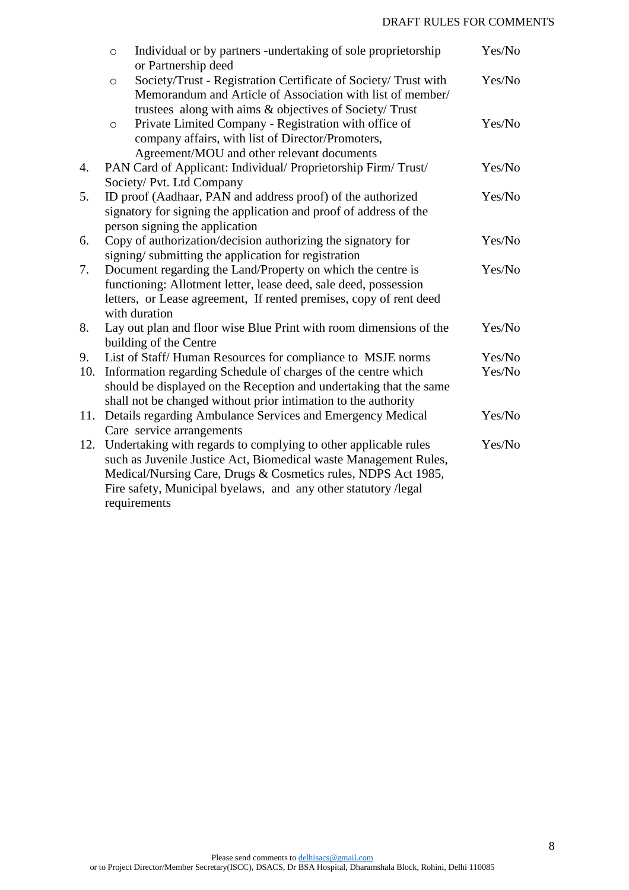| | | |
|---|---|---|
| | ○ Individual or by partners -undertaking of sole proprietorship or Partnership deed | Yes/No |
| | ○ Society/Trust - Registration Certificate of Society/ Trust with Memorandum and Article of Association with list of member/ trustees along with aims & objectives of Society/ Trust | Yes/No |
| | ○ Private Limited Company - Registration with office of company affairs, with list of Director/Promoters, Agreement/MOU and other relevant documents | Yes/No |
| 4. | PAN Card of Applicant: Individual/ Proprietorship Firm/ Trust/ Society/ Pvt. Ltd Company | Yes/No |
| 5. | ID proof (Aadhaar, PAN and address proof) of the authorized signatory for signing the application and proof of address of the person signing the application | Yes/No |
| 6. | Copy of authorization/decision authorizing the signatory for signing/ submitting the application for registration | Yes/No |
| 7. | Document regarding the Land/Property on which the centre is functioning: Allotment letter, lease deed, sale deed, possession letters, or Lease agreement, If rented premises, copy of rent deed with duration | Yes/No |
| 8. | Lay out plan and floor wise Blue Print with room dimensions of the building of the Centre | Yes/No |
| 9. | List of Staff/ Human Resources for compliance to MSJE norms | Yes/No |
| 10. | Information regarding Schedule of charges of the centre which should be displayed on the Reception and undertaking that the same shall not be changed without prior intimation to the authority | Yes/No |
| 11. | Details regarding Ambulance Services and Emergency Medical Care service arrangements | Yes/No |
| 12. | Undertaking with regards to complying to other applicable rules such as Juvenile Justice Act, Biomedical waste Management Rules, Medical/Nursing Care, Drugs & Cosmetics rules, NDPS Act 1985, Fire safety, Municipal byelaws, and any other statutory /legal requirements | Yes/No |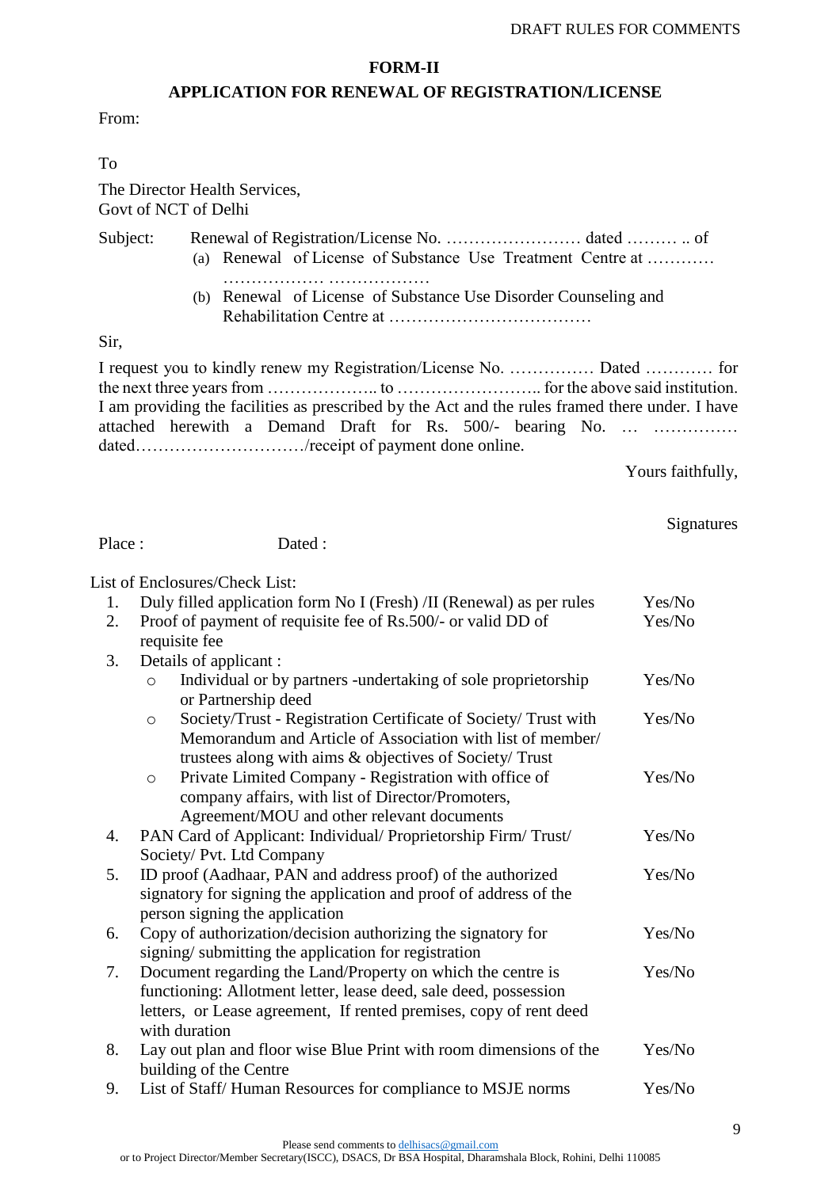## FORM-II

## APPLICATION FOR RENEWAL OF REGISTRATION/LICENSE

From:

To

The Director Health Services,
Govt of NCT of Delhi

Subject: Renewal of Registration/License No. …………………… dated ……… .. of

(a) Renewal of License of Substance Use Treatment Centre at ………… ……………… ………………

(b) Renewal of License of Substance Use Disorder Counseling and Rehabilitation Centre at ………………………………

Sir,

I request you to kindly renew my Registration/License No. …………… Dated ………… for the next three years from ……………….. to …………………….. for the above said institution. I am providing the facilities as prescribed by the Act and the rules framed there under. I have attached herewith a Demand Draft for Rs. 500/- bearing No. … …………… dated…………………………/receipt of payment done online.

Yours faithfully,

Signatures

Place : Dated :

List of Enclosures/Check List:

| No. | Item | Status |
|---|---|---|
| 1. | Duly filled application form No I (Fresh) /II (Renewal) as per rules | Yes/No |
| 2. | Proof of payment of requisite fee of Rs.500/- or valid DD of requisite fee | Yes/No |
| 3. | Details of applicant : | |
| | ○ Individual or by partners -undertaking of sole proprietorship or Partnership deed | Yes/No |
| | ○ Society/Trust - Registration Certificate of Society/ Trust with Memorandum and Article of Association with list of member/ trustees along with aims & objectives of Society/ Trust | Yes/No |
| | ○ Private Limited Company - Registration with office of company affairs, with list of Director/Promoters, Agreement/MOU and other relevant documents | Yes/No |
| 4. | PAN Card of Applicant: Individual/ Proprietorship Firm/ Trust/ Society/ Pvt. Ltd Company | Yes/No |
| 5. | ID proof (Aadhaar, PAN and address proof) of the authorized signatory for signing the application and proof of address of the person signing the application | Yes/No |
| 6. | Copy of authorization/decision authorizing the signatory for signing/ submitting the application for registration | Yes/No |
| 7. | Document regarding the Land/Property on which the centre is functioning: Allotment letter, lease deed, sale deed, possession letters, or Lease agreement, If rented premises, copy of rent deed with duration | Yes/No |
| 8. | Lay out plan and floor wise Blue Print with room dimensions of the building of the Centre | Yes/No |
| 9. | List of Staff/ Human Resources for compliance to MSJE norms | Yes/No |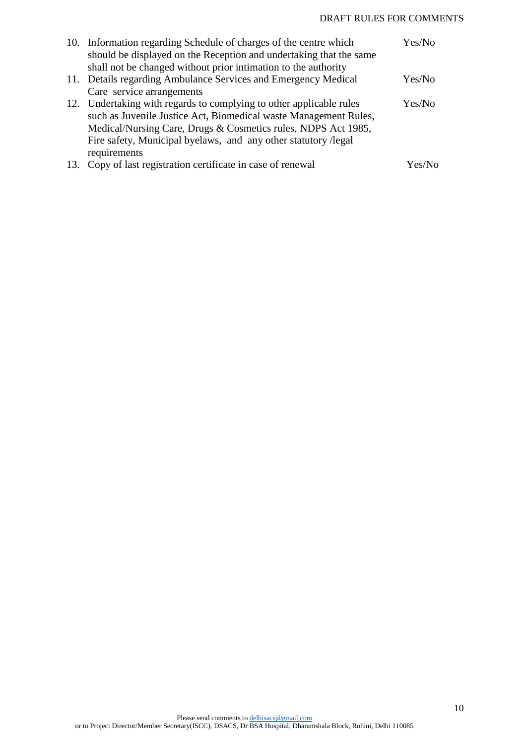10. Information regarding Schedule of charges of the centre which should be displayed on the Reception and undertaking that the same shall not be changed without prior intimation to the authority — Yes/No
11. Details regarding Ambulance Services and Emergency Medical Care service arrangements — Yes/No
12. Undertaking with regards to complying to other applicable rules such as Juvenile Justice Act, Biomedical waste Management Rules, Medical/Nursing Care, Drugs & Cosmetics rules, NDPS Act 1985, Fire safety, Municipal byelaws, and any other statutory /legal requirements — Yes/No
13. Copy of last registration certificate in case of renewal — Yes/No

Please send comments to delhisacs@gmail.com
or to Project Director/Member Secretary(ISCC), DSACS, Dr BSA Hospital, Dharamshala Block, Rohini, Delhi 110085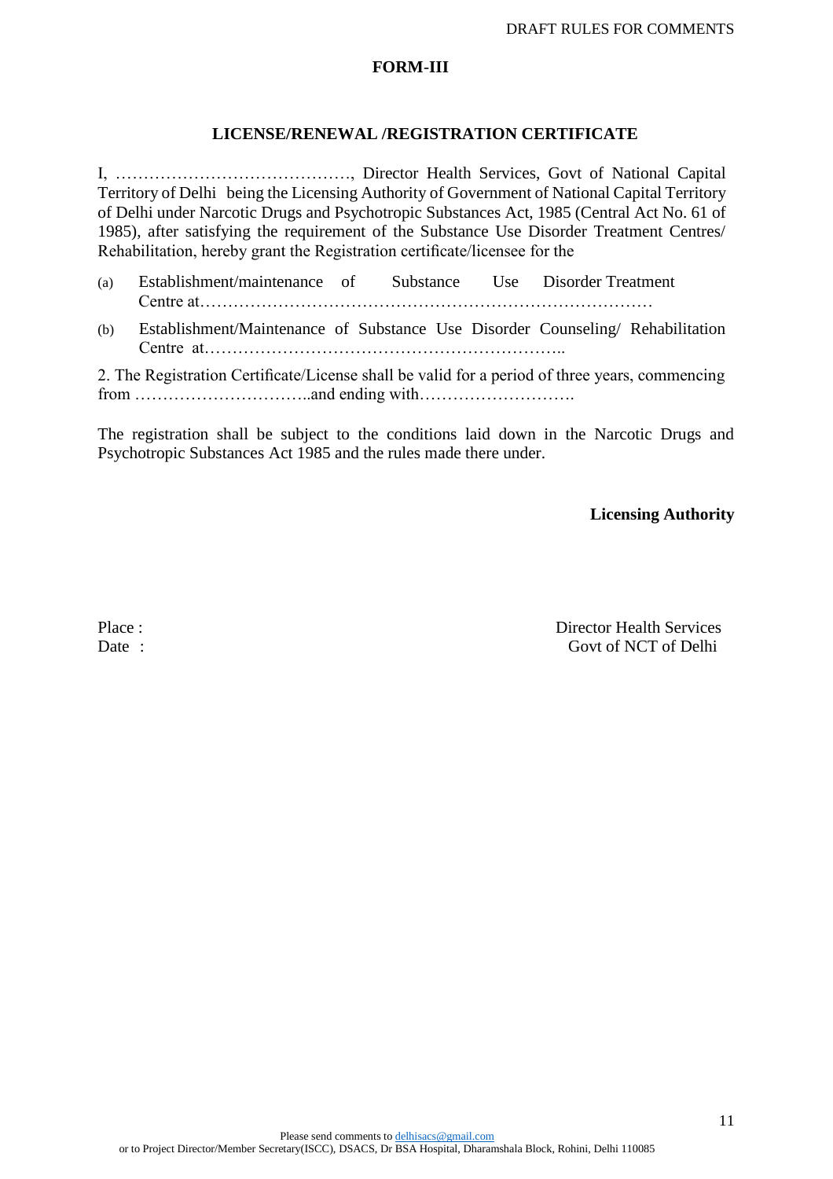## FORM-III

### LICENSE/RENEWAL /REGISTRATION CERTIFICATE

I, ……………………………………., Director Health Services, Govt of National Capital Territory of Delhi being the Licensing Authority of Government of National Capital Territory of Delhi under Narcotic Drugs and Psychotropic Substances Act, 1985 (Central Act No. 61 of 1985), after satisfying the requirement of the Substance Use Disorder Treatment Centres/ Rehabilitation, hereby grant the Registration certificate/licensee for the

(a) Establishment/maintenance of Substance Use Disorder Treatment Centre at………………………………………………………………………

(b) Establishment/Maintenance of Substance Use Disorder Counseling/ Rehabilitation Centre at………………………………………………………..

2. The Registration Certificate/License shall be valid for a period of three years, commencing from …………………………..and ending with……………………….

The registration shall be subject to the conditions laid down in the Narcotic Drugs and Psychotropic Substances Act 1985 and the rules made there under.

**Licensing Authority**

Place :

Date :

Director Health Services
Govt of NCT of Delhi

Please send comments to delhisacs@gmail.com
or to Project Director/Member Secretary(ISCC), DSACS, Dr BSA Hospital, Dharamshala Block, Rohini, Delhi 110085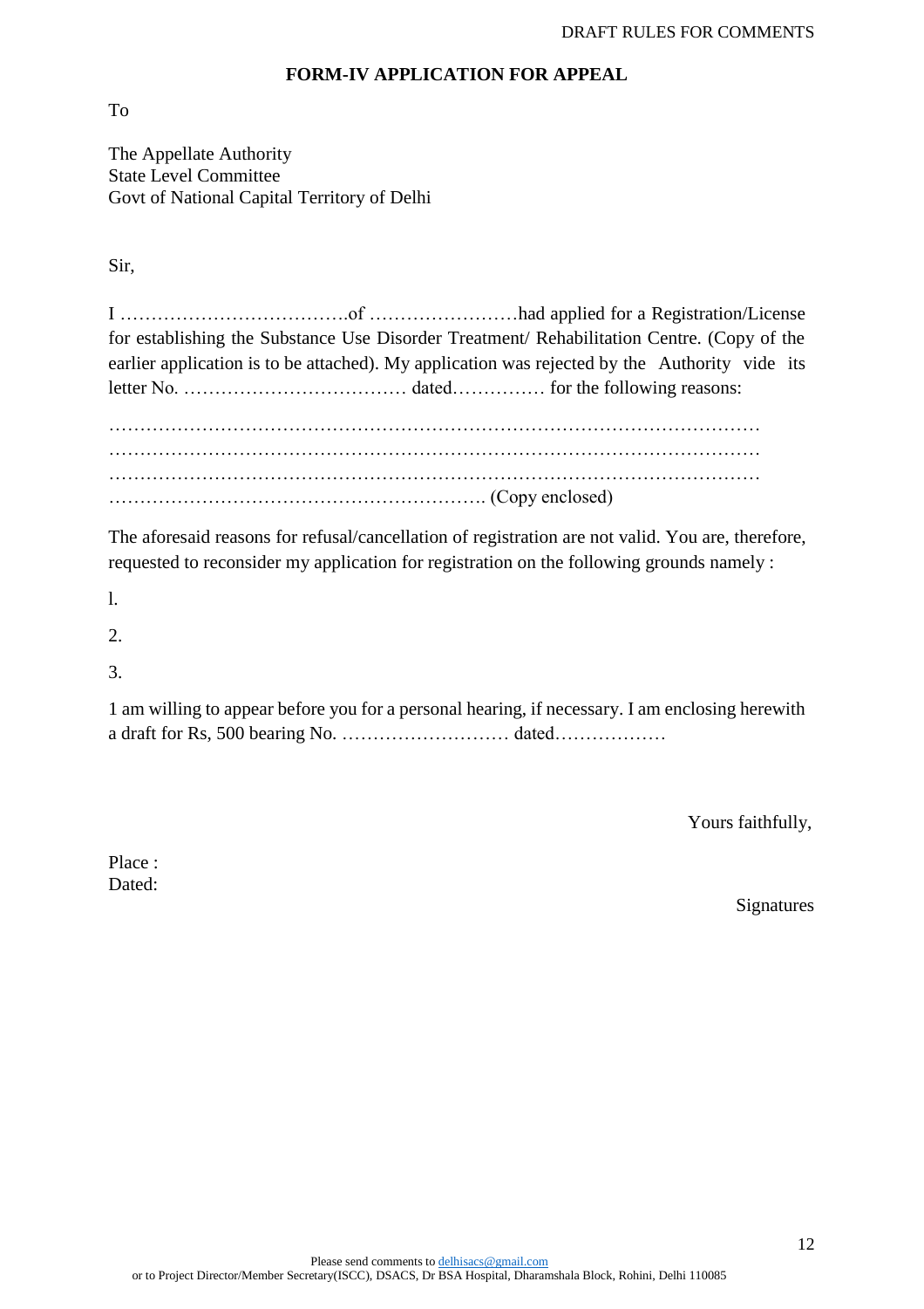## FORM-IV APPLICATION FOR APPEAL

To

The Appellate Authority
State Level Committee
Govt of National Capital Territory of Delhi

Sir,

I ……………………………….of ……………………had applied for a Registration/License for establishing the Substance Use Disorder Treatment/ Rehabilitation Centre. (Copy of the earlier application is to be attached). My application was rejected by the Authority vide its letter No. ……………………………… dated…………… for the following reasons:

…………………………………………………………………………………………………
…………………………………………………………………………………………………
…………………………………………………………………………………………………
……………………………………………………. (Copy enclosed)

The aforesaid reasons for refusal/cancellation of registration are not valid. You are, therefore, requested to reconsider my application for registration on the following grounds namely :

l.

2.

3.

1 am willing to appear before you for a personal hearing, if necessary. I am enclosing herewith a draft for Rs, 500 bearing No. ……………………… dated………………

Yours faithfully,

Place :
Dated:

Signatures